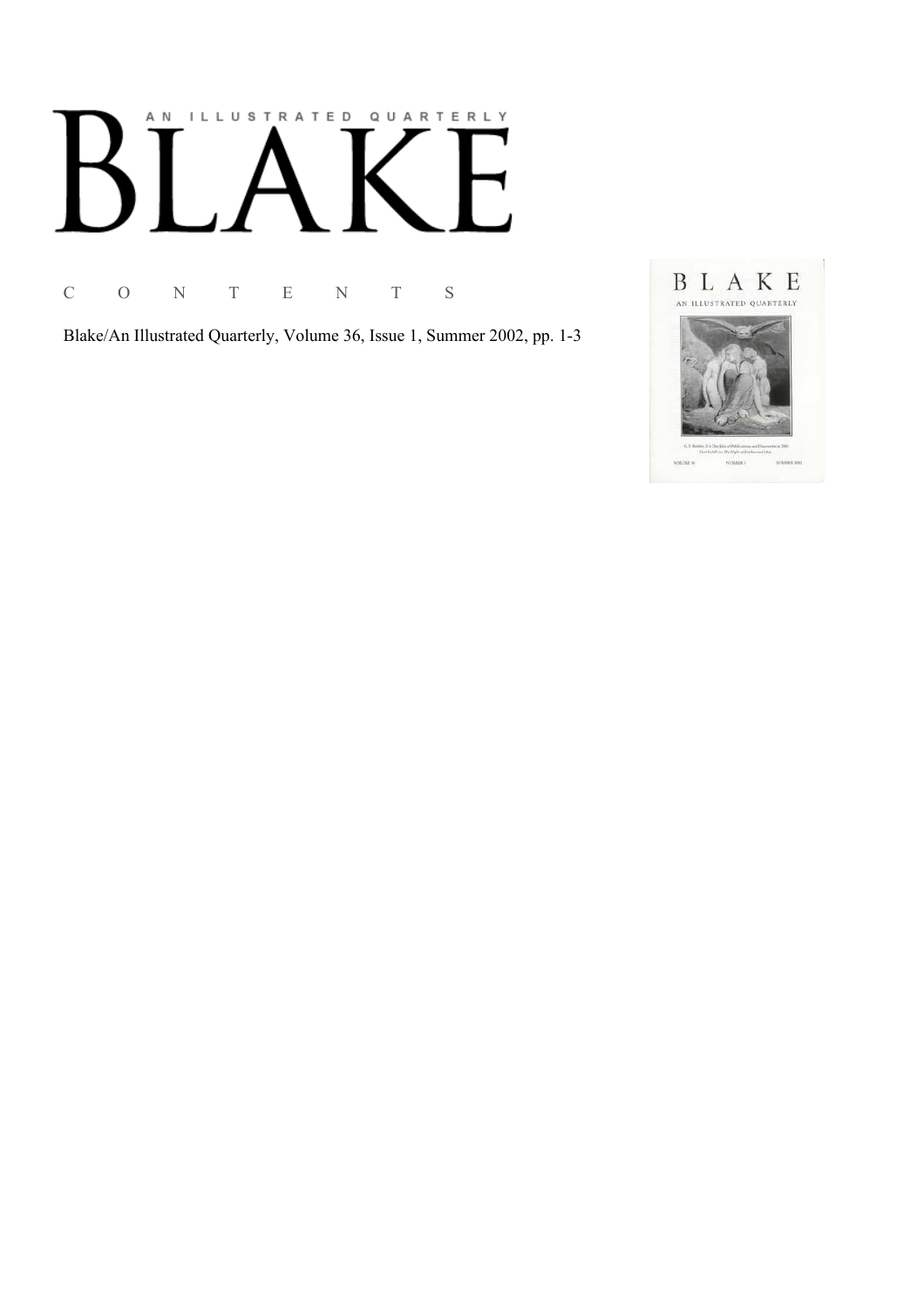# AN ILLUSTRATED QUARTERLY BLAKE

C O N T E N T S

Blake/An Illustrated Quarterly, Volume 36, Issue 1, Summer 2002, pp. 1-3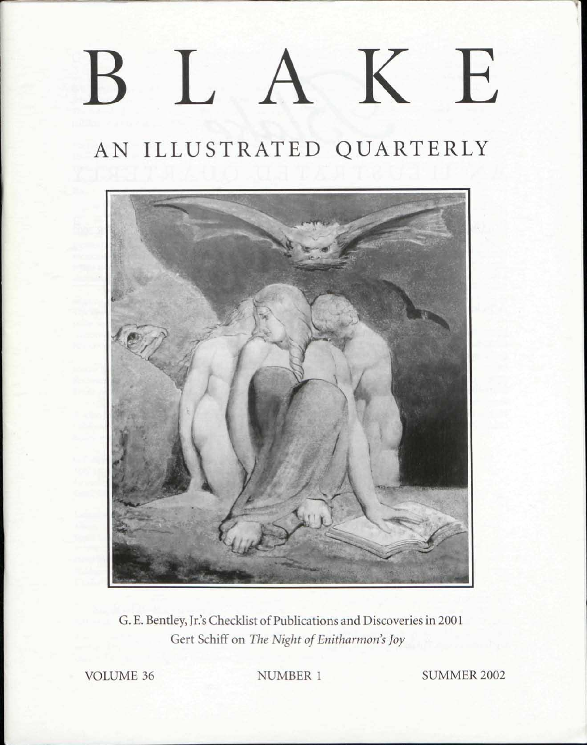# BLAKE

## AN ILLUSTRATED QUARTERLY

G. E. Bentley, Jr.'s Checklist of Publications and Discoveries in 2001

Gert Schiff on *The Night of Enitharmon's Joy*

VOLUME 36 NUMBER 1 SUMMER 2002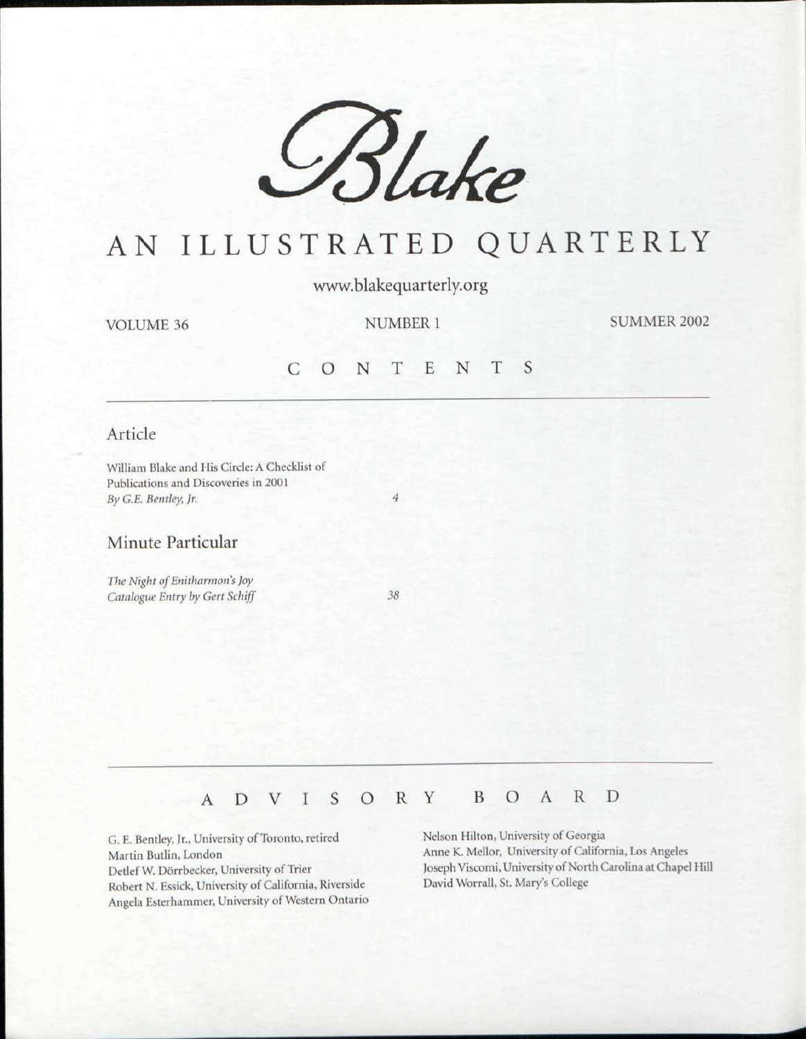# *Blake*

# AN ILLUSTRATED QUARTERLY

www.blakequarterly.org

VOLUME 36 NUMBER 1 SUMMER 2002

## CONTENTS

### Article

William Blake and His Circle: A Checklist of Publications and Discoveries in 2001
*By G.E. Bentley, Jr.* 4

### Minute Particular

*The Night of Enitharmon's Joy*
*Catalogue Entry by Gert Schiff* 38

## ADVISORY BOARD

G. E. Bentley, Jr., University of Toronto, retired
Martin Butlin, London
Detlef W. Dörrbecker, University of Trier
Robert N. Essick, University of California, Riverside
Angela Esterhammer, University of Western Ontario
Nelson Hilton, University of Georgia
Anne K. Mellor, University of California, Los Angeles
Joseph Viscomi, University of North Carolina at Chapel Hill
David Worrall, St. Mary's College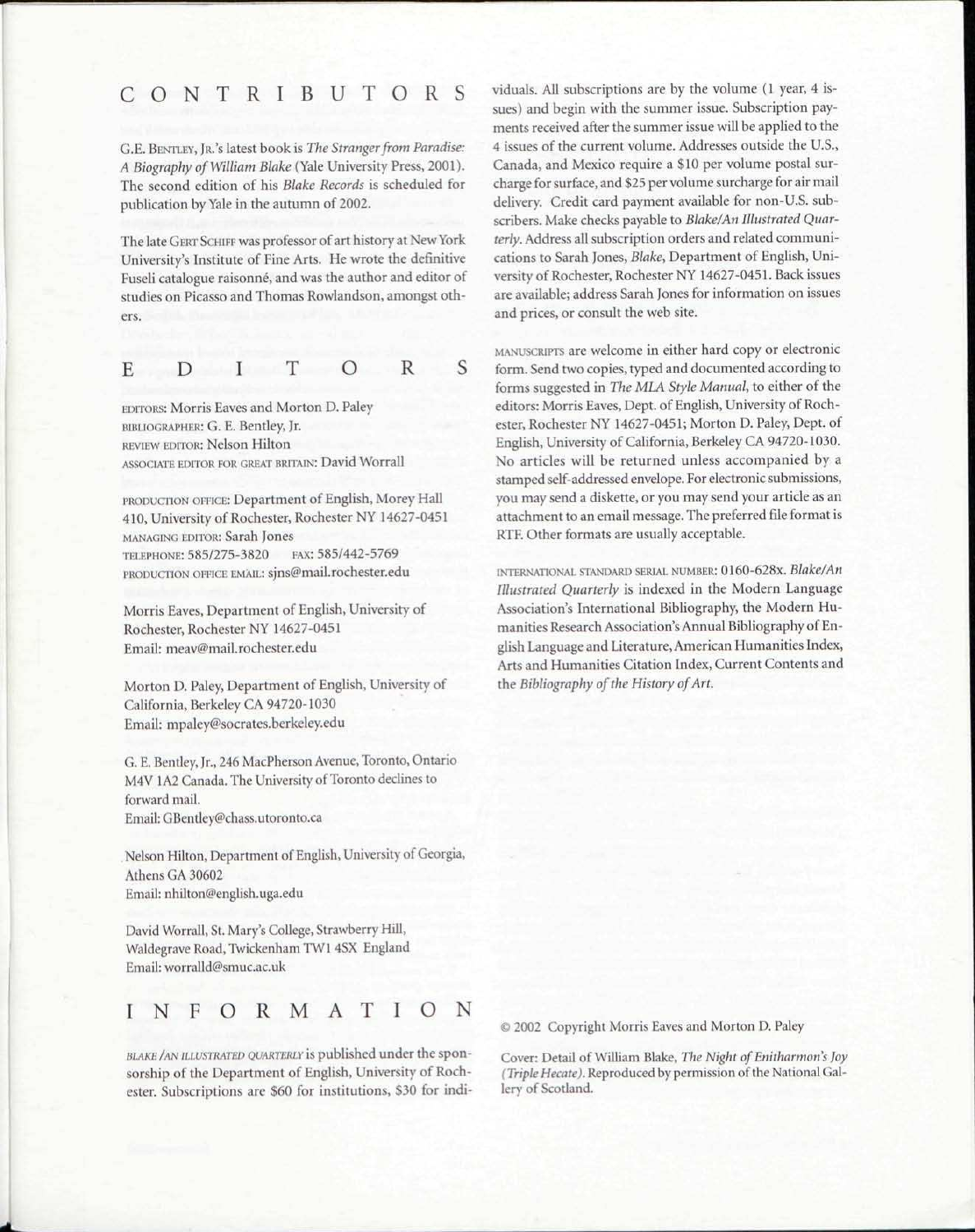## CONTRIBUTORS

G.E. BENTLEY, JR.'s latest book is *The Stranger from Paradise: A Biography of William Blake* (Yale University Press, 2001). The second edition of his *Blake Records* is scheduled for publication by Yale in the autumn of 2002.

The late GERT SCHIFF was professor of art history at New York University's Institute of Fine Arts. He wrote the definitive Fuseli catalogue raisonné, and was the author and editor of studies on Picasso and Thomas Rowlandson, amongst others.

## EDITORS

EDITORS: Morris Eaves and Morton D. Paley
BIBLIOGRAPHER: G. E. Bentley, Jr.
REVIEW EDITOR: Nelson Hilton
ASSOCIATE EDITOR FOR GREAT BRITAIN: David Worrall

PRODUCTION OFFICE: Department of English, Morey Hall 410, University of Rochester, Rochester NY 14627-0451
MANAGING EDITOR: Sarah Jones
TELEPHONE: 585/275-3820 FAX: 585/442-5769
PRODUCTION OFFICE EMAIL: sjns@mail.rochester.edu

Morris Eaves, Department of English, University of Rochester, Rochester NY 14627-0451
Email: meav@mail.rochester.edu

Morton D. Paley, Department of English, University of California, Berkeley CA 94720-1030
Email: mpaley@socrates.berkeley.edu

G. E. Bentley, Jr., 246 MacPherson Avenue, Toronto, Ontario M4V 1A2 Canada. The University of Toronto declines to forward mail.
Email: GBentley@chass.utoronto.ca

Nelson Hilton, Department of English, University of Georgia, Athens GA 30602
Email: nhilton@english.uga.edu

David Worrall, St. Mary's College, Strawberry Hill, Waldegrave Road, Twickenham TW1 4SX England
Email: worralld@smuc.ac.uk

## INFORMATION

*BLAKE/AN ILLUSTRATED QUARTERLY* is published under the sponsorship of the Department of English, University of Rochester. Subscriptions are $60 for institutions, $30 for individuals. All subscriptions are by the volume (1 year, 4 issues) and begin with the summer issue. Subscription payments received after the summer issue will be applied to the 4 issues of the current volume. Addresses outside the U.S., Canada, and Mexico require a $10 per volume postal surcharge for surface, and $25 per volume surcharge for air mail delivery. Credit card payment available for non-U.S. subscribers. Make checks payable to *Blake/An Illustrated Quarterly*. Address all subscription orders and related communications to Sarah Jones, *Blake*, Department of English, University of Rochester, Rochester NY 14627-0451. Back issues are available; address Sarah Jones for information on issues and prices, or consult the web site.

MANUSCRIPTS are welcome in either hard copy or electronic form. Send two copies, typed and documented according to forms suggested in *The MLA Style Manual*, to either of the editors: Morris Eaves, Dept. of English, University of Rochester, Rochester NY 14627-0451; Morton D. Paley, Dept. of English, University of California, Berkeley CA 94720-1030. No articles will be returned unless accompanied by a stamped self-addressed envelope. For electronic submissions, you may send a diskette, or you may send your article as an attachment to an email message. The preferred file format is RTF. Other formats are usually acceptable.

INTERNATIONAL STANDARD SERIAL NUMBER: 0160-628x. *Blake/An Illustrated Quarterly* is indexed in the Modern Language Association's International Bibliography, the Modern Humanities Research Association's Annual Bibliography of English Language and Literature, American Humanities Index, Arts and Humanities Citation Index, Current Contents and the *Bibliography of the History of Art*.

© 2002 Copyright Morris Eaves and Morton D. Paley

Cover: Detail of William Blake, *The Night of Enitharmon's Joy (Triple Hecate)*. Reproduced by permission of the National Gallery of Scotland.